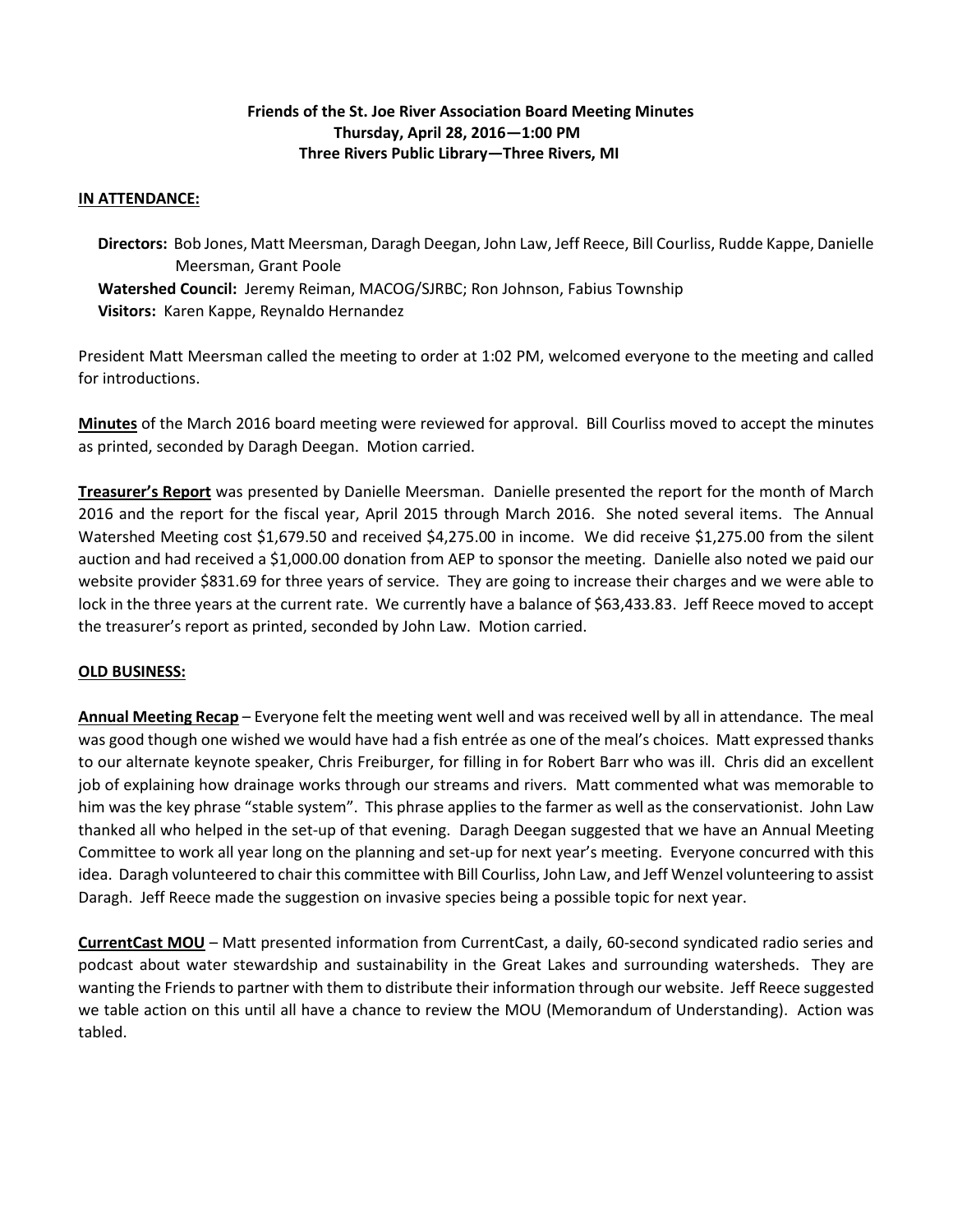**Friends of the St. Joe River Association Board Meeting Minutes**
**Thursday, April 28, 2016—1:00 PM**
**Three Rivers Public Library—Three Rivers, MI**

**IN ATTENDANCE:**

**Directors:** Bob Jones, Matt Meersman, Daragh Deegan, John Law, Jeff Reece, Bill Courliss, Rudde Kappe, Danielle Meersman, Grant Poole
**Watershed Council:** Jeremy Reiman, MACOG/SJRBC; Ron Johnson, Fabius Township
**Visitors:** Karen Kappe, Reynaldo Hernandez

President Matt Meersman called the meeting to order at 1:02 PM, welcomed everyone to the meeting and called for introductions.

**Minutes** of the March 2016 board meeting were reviewed for approval. Bill Courliss moved to accept the minutes as printed, seconded by Daragh Deegan. Motion carried.

**Treasurer's Report** was presented by Danielle Meersman. Danielle presented the report for the month of March 2016 and the report for the fiscal year, April 2015 through March 2016. She noted several items. The Annual Watershed Meeting cost $1,679.50 and received $4,275.00 in income. We did receive $1,275.00 from the silent auction and had received a $1,000.00 donation from AEP to sponsor the meeting. Danielle also noted we paid our website provider $831.69 for three years of service. They are going to increase their charges and we were able to lock in the three years at the current rate. We currently have a balance of $63,433.83. Jeff Reece moved to accept the treasurer's report as printed, seconded by John Law. Motion carried.

**OLD BUSINESS:**

**Annual Meeting Recap** – Everyone felt the meeting went well and was received well by all in attendance. The meal was good though one wished we would have had a fish entrée as one of the meal's choices. Matt expressed thanks to our alternate keynote speaker, Chris Freiburger, for filling in for Robert Barr who was ill. Chris did an excellent job of explaining how drainage works through our streams and rivers. Matt commented what was memorable to him was the key phrase "stable system". This phrase applies to the farmer as well as the conservationist. John Law thanked all who helped in the set-up of that evening. Daragh Deegan suggested that we have an Annual Meeting Committee to work all year long on the planning and set-up for next year's meeting. Everyone concurred with this idea. Daragh volunteered to chair this committee with Bill Courliss, John Law, and Jeff Wenzel volunteering to assist Daragh. Jeff Reece made the suggestion on invasive species being a possible topic for next year.

**CurrentCast MOU** – Matt presented information from CurrentCast, a daily, 60-second syndicated radio series and podcast about water stewardship and sustainability in the Great Lakes and surrounding watersheds. They are wanting the Friends to partner with them to distribute their information through our website. Jeff Reece suggested we table action on this until all have a chance to review the MOU (Memorandum of Understanding). Action was tabled.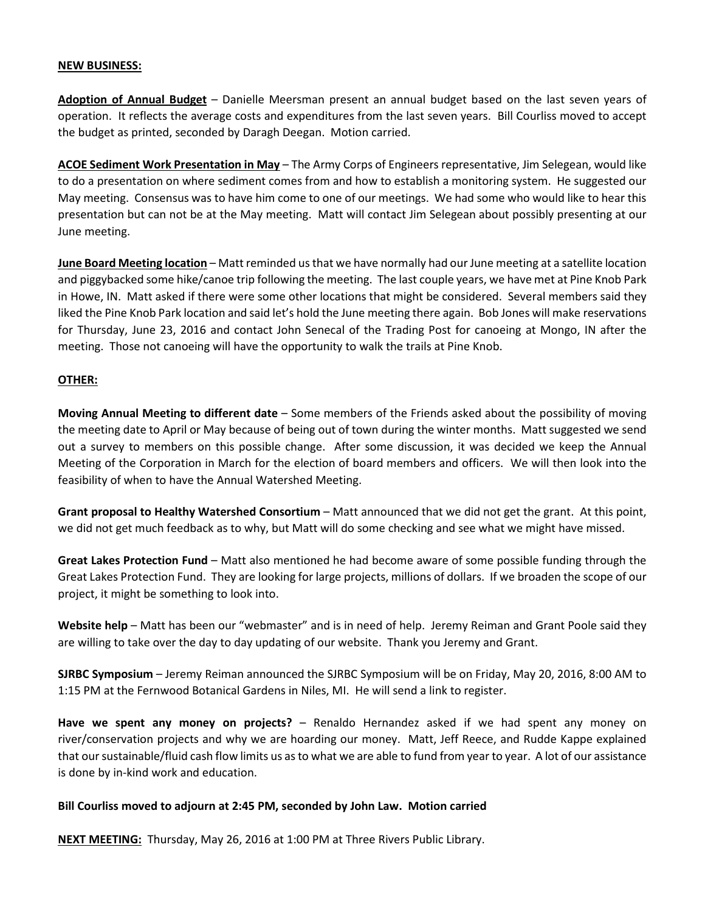**NEW BUSINESS:**

**Adoption of Annual Budget** – Danielle Meersman present an annual budget based on the last seven years of operation. It reflects the average costs and expenditures from the last seven years. Bill Courliss moved to accept the budget as printed, seconded by Daragh Deegan. Motion carried.

**ACOE Sediment Work Presentation in May** – The Army Corps of Engineers representative, Jim Selegean, would like to do a presentation on where sediment comes from and how to establish a monitoring system. He suggested our May meeting. Consensus was to have him come to one of our meetings. We had some who would like to hear this presentation but can not be at the May meeting. Matt will contact Jim Selegean about possibly presenting at our June meeting.

**June Board Meeting location** – Matt reminded us that we have normally had our June meeting at a satellite location and piggybacked some hike/canoe trip following the meeting. The last couple years, we have met at Pine Knob Park in Howe, IN. Matt asked if there were some other locations that might be considered. Several members said they liked the Pine Knob Park location and said let's hold the June meeting there again. Bob Jones will make reservations for Thursday, June 23, 2016 and contact John Senecal of the Trading Post for canoeing at Mongo, IN after the meeting. Those not canoeing will have the opportunity to walk the trails at Pine Knob.

**OTHER:**

**Moving Annual Meeting to different date** – Some members of the Friends asked about the possibility of moving the meeting date to April or May because of being out of town during the winter months. Matt suggested we send out a survey to members on this possible change. After some discussion, it was decided we keep the Annual Meeting of the Corporation in March for the election of board members and officers. We will then look into the feasibility of when to have the Annual Watershed Meeting.

**Grant proposal to Healthy Watershed Consortium** – Matt announced that we did not get the grant. At this point, we did not get much feedback as to why, but Matt will do some checking and see what we might have missed.

**Great Lakes Protection Fund** – Matt also mentioned he had become aware of some possible funding through the Great Lakes Protection Fund. They are looking for large projects, millions of dollars. If we broaden the scope of our project, it might be something to look into.

**Website help** – Matt has been our "webmaster" and is in need of help. Jeremy Reiman and Grant Poole said they are willing to take over the day to day updating of our website. Thank you Jeremy and Grant.

**SJRBC Symposium** – Jeremy Reiman announced the SJRBC Symposium will be on Friday, May 20, 2016, 8:00 AM to 1:15 PM at the Fernwood Botanical Gardens in Niles, MI. He will send a link to register.

**Have we spent any money on projects?** – Renaldo Hernandez asked if we had spent any money on river/conservation projects and why we are hoarding our money. Matt, Jeff Reece, and Rudde Kappe explained that our sustainable/fluid cash flow limits us as to what we are able to fund from year to year. A lot of our assistance is done by in-kind work and education.

**Bill Courliss moved to adjourn at 2:45 PM, seconded by John Law. Motion carried**

**NEXT MEETING:** Thursday, May 26, 2016 at 1:00 PM at Three Rivers Public Library.